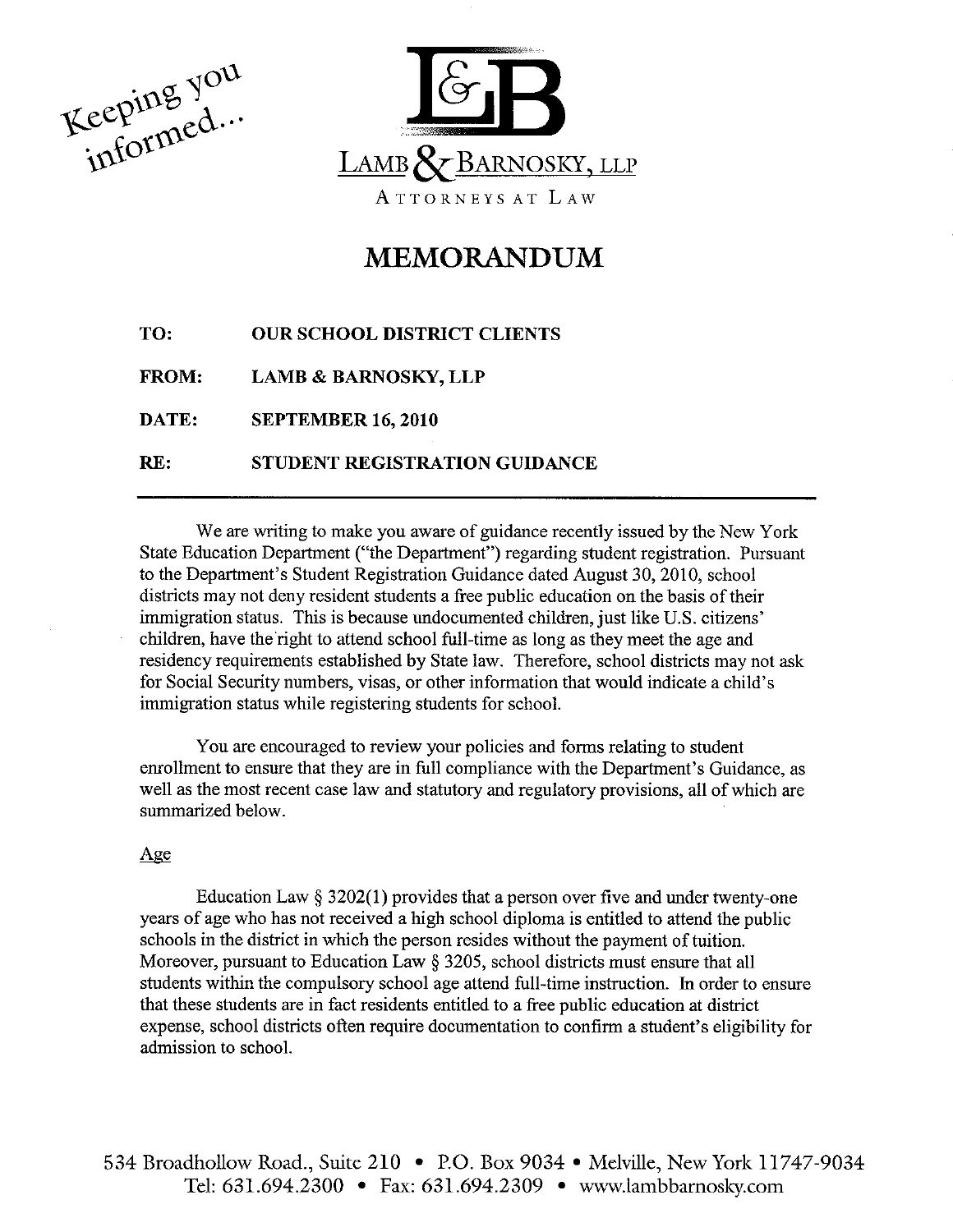Keeping you informed...

**LAMB & BARNOSKY, LLP**

ATTORNEYS AT LAW

# MEMORANDUM

**TO:** OUR SCHOOL DISTRICT CLIENTS

**FROM:** LAMB & BARNOSKY, LLP

**DATE:** SEPTEMBER 16, 2010

**RE:** STUDENT REGISTRATION GUIDANCE

---

We are writing to make you aware of guidance recently issued by the New York State Education Department ("the Department") regarding student registration. Pursuant to the Department's Student Registration Guidance dated August 30, 2010, school districts may not deny resident students a free public education on the basis of their immigration status. This is because undocumented children, just like U.S. citizens' children, have the right to attend school full-time as long as they meet the age and residency requirements established by State law. Therefore, school districts may not ask for Social Security numbers, visas, or other information that would indicate a child's immigration status while registering students for school.

You are encouraged to review your policies and forms relating to student enrollment to ensure that they are in full compliance with the Department's Guidance, as well as the most recent case law and statutory and regulatory provisions, all of which are summarized below.

## Age

Education Law § 3202(1) provides that a person over five and under twenty-one years of age who has not received a high school diploma is entitled to attend the public schools in the district in which the person resides without the payment of tuition. Moreover, pursuant to Education Law § 3205, school districts must ensure that all students within the compulsory school age attend full-time instruction. In order to ensure that these students are in fact residents entitled to a free public education at district expense, school districts often require documentation to confirm a student's eligibility for admission to school.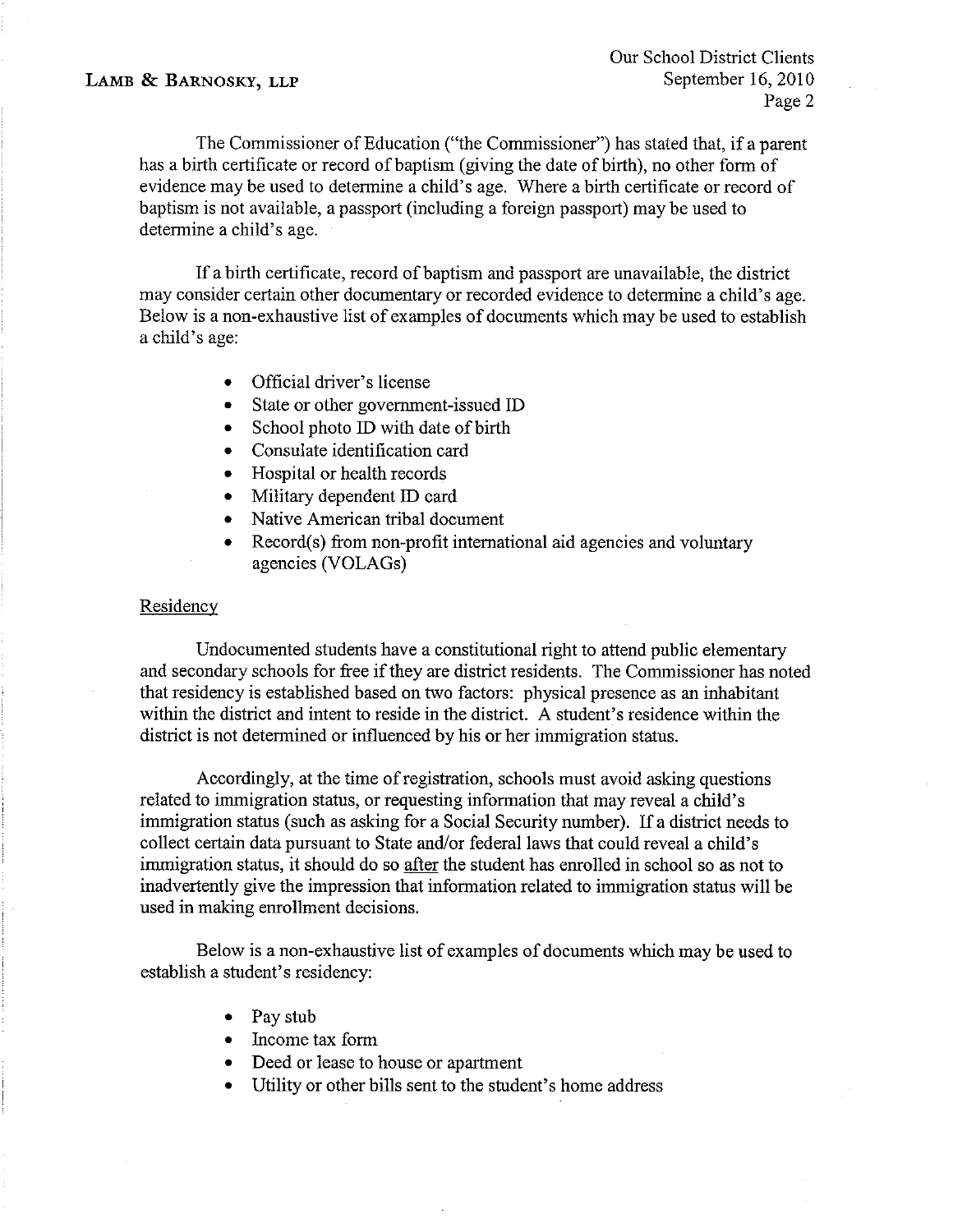The Commissioner of Education ("the Commissioner") has stated that, if a parent has a birth certificate or record of baptism (giving the date of birth), no other form of evidence may be used to determine a child's age. Where a birth certificate or record of baptism is not available, a passport (including a foreign passport) may be used to determine a child's age.

If a birth certificate, record of baptism and passport are unavailable, the district may consider certain other documentary or recorded evidence to determine a child's age. Below is a non-exhaustive list of examples of documents which may be used to establish a child's age:

- Official driver's license
- State or other government-issued ID
- School photo ID with date of birth
- Consulate identification card
- Hospital or health records
- Military dependent ID card
- Native American tribal document
- Record(s) from non-profit international aid agencies and voluntary agencies (VOLAGs)

<u>Residency</u>

Undocumented students have a constitutional right to attend public elementary and secondary schools for free if they are district residents. The Commissioner has noted that residency is established based on two factors: physical presence as an inhabitant within the district and intent to reside in the district. A student's residence within the district is not determined or influenced by his or her immigration status.

Accordingly, at the time of registration, schools must avoid asking questions related to immigration status, or requesting information that may reveal a child's immigration status (such as asking for a Social Security number). If a district needs to collect certain data pursuant to State and/or federal laws that could reveal a child's immigration status, it should do so <u>after</u> the student has enrolled in school so as not to inadvertently give the impression that information related to immigration status will be used in making enrollment decisions.

Below is a non-exhaustive list of examples of documents which may be used to establish a student's residency:

- Pay stub
- Income tax form
- Deed or lease to house or apartment
- Utility or other bills sent to the student's home address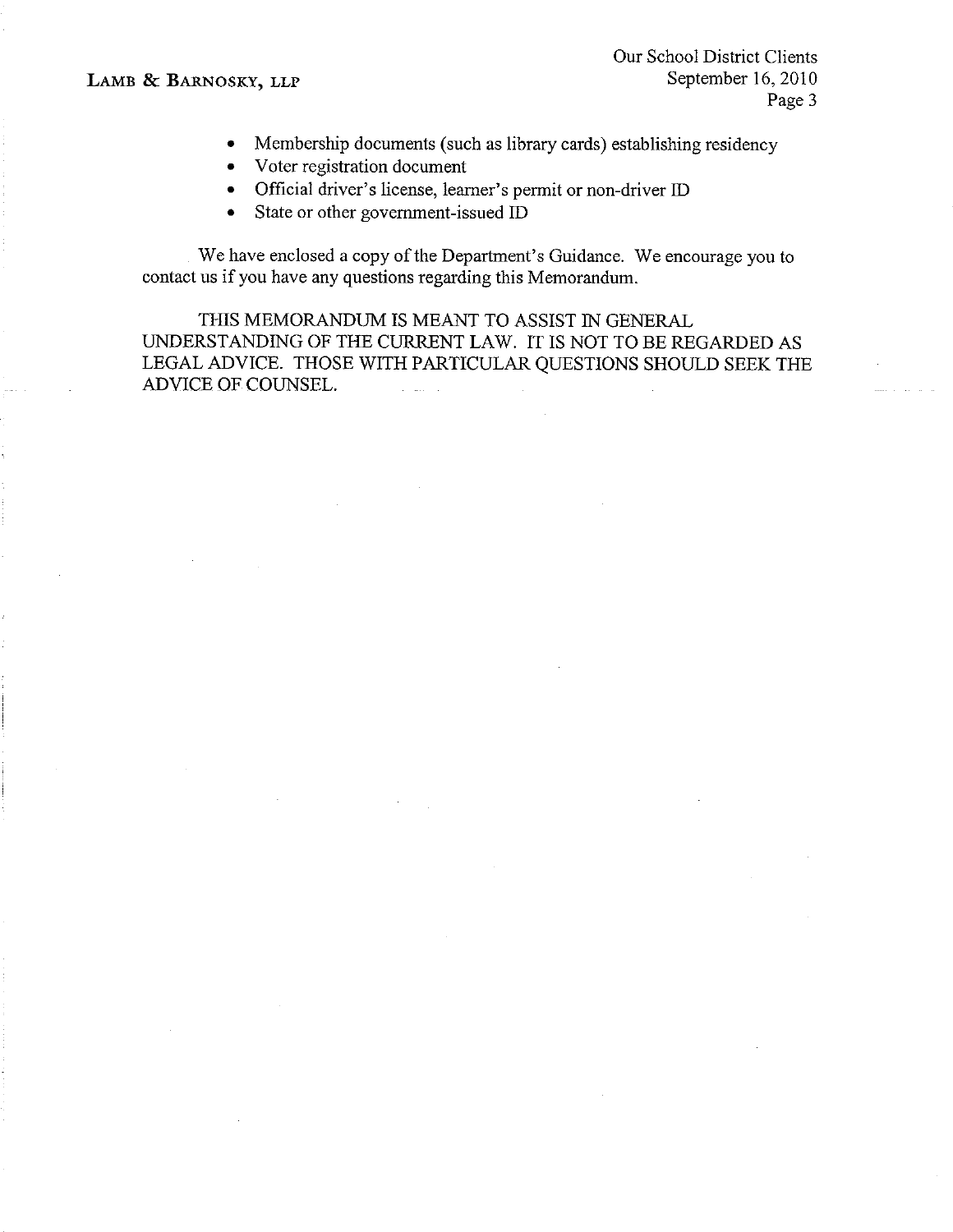- Membership documents (such as library cards) establishing residency
- Voter registration document
- Official driver's license, learner's permit or non-driver ID
- State or other government-issued ID

We have enclosed a copy of the Department's Guidance. We encourage you to contact us if you have any questions regarding this Memorandum.

THIS MEMORANDUM IS MEANT TO ASSIST IN GENERAL UNDERSTANDING OF THE CURRENT LAW. IT IS NOT TO BE REGARDED AS LEGAL ADVICE. THOSE WITH PARTICULAR QUESTIONS SHOULD SEEK THE ADVICE OF COUNSEL.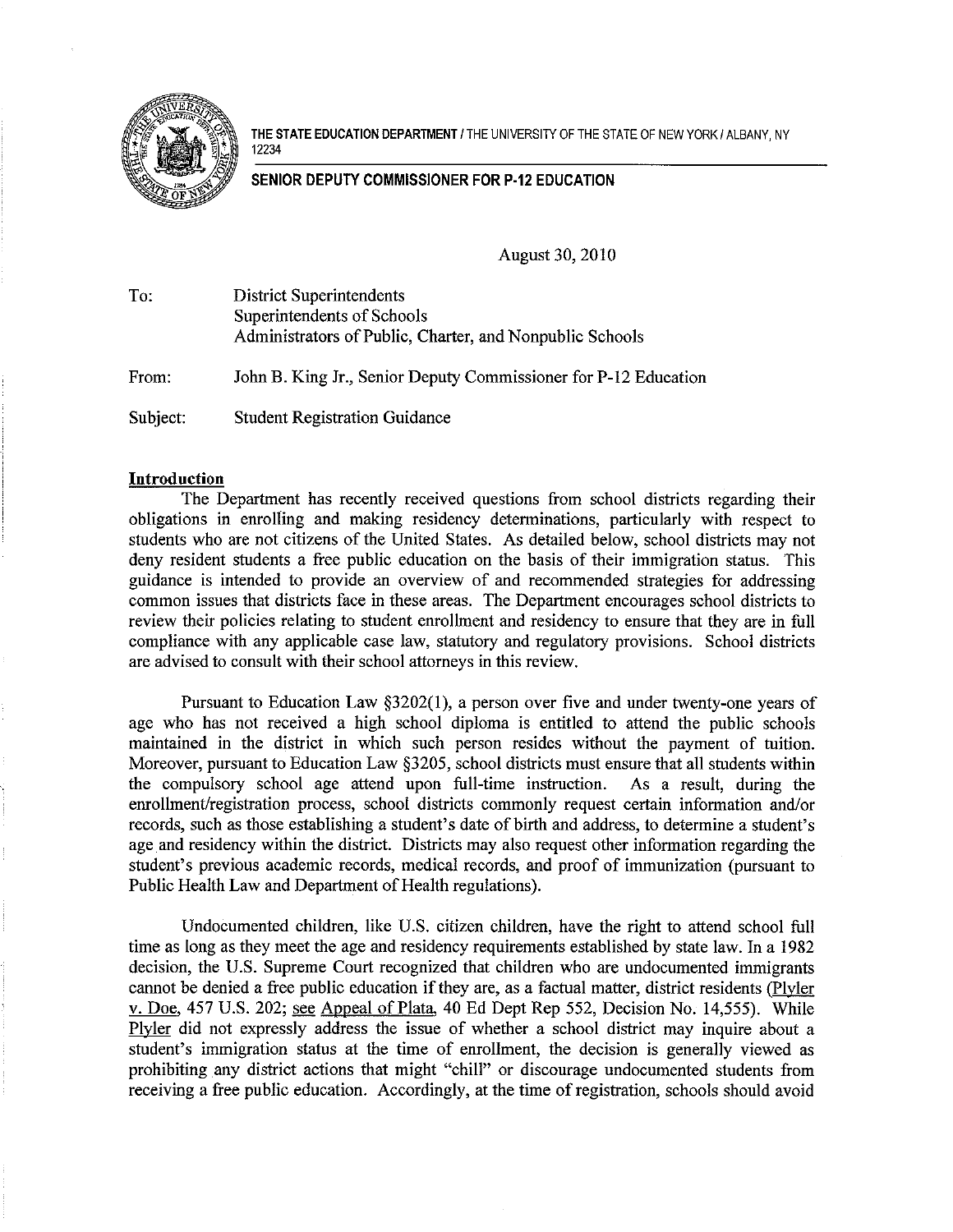THE STATE EDUCATION DEPARTMENT / THE UNIVERSITY OF THE STATE OF NEW YORK / ALBANY, NY 12234

**SENIOR DEPUTY COMMISSIONER FOR P-12 EDUCATION**

August 30, 2010

To: District Superintendents
Superintendents of Schools
Administrators of Public, Charter, and Nonpublic Schools

From: John B. King Jr., Senior Deputy Commissioner for P-12 Education

Subject: Student Registration Guidance

**Introduction**

The Department has recently received questions from school districts regarding their obligations in enrolling and making residency determinations, particularly with respect to students who are not citizens of the United States. As detailed below, school districts may not deny resident students a free public education on the basis of their immigration status. This guidance is intended to provide an overview of and recommended strategies for addressing common issues that districts face in these areas. The Department encourages school districts to review their policies relating to student enrollment and residency to ensure that they are in full compliance with any applicable case law, statutory and regulatory provisions. School districts are advised to consult with their school attorneys in this review.

Pursuant to Education Law §3202(1), a person over five and under twenty-one years of age who has not received a high school diploma is entitled to attend the public schools maintained in the district in which such person resides without the payment of tuition. Moreover, pursuant to Education Law §3205, school districts must ensure that all students within the compulsory school age attend upon full-time instruction. As a result, during the enrollment/registration process, school districts commonly request certain information and/or records, such as those establishing a student's date of birth and address, to determine a student's age and residency within the district. Districts may also request other information regarding the student's previous academic records, medical records, and proof of immunization (pursuant to Public Health Law and Department of Health regulations).

Undocumented children, like U.S. citizen children, have the right to attend school full time as long as they meet the age and residency requirements established by state law. In a 1982 decision, the U.S. Supreme Court recognized that children who are undocumented immigrants cannot be denied a free public education if they are, as a factual matter, district residents (Plyler v. Doe, 457 U.S. 202; see Appeal of Plata, 40 Ed Dept Rep 552, Decision No. 14,555). While Plyler did not expressly address the issue of whether a school district may inquire about a student's immigration status at the time of enrollment, the decision is generally viewed as prohibiting any district actions that might "chill" or discourage undocumented students from receiving a free public education. Accordingly, at the time of registration, schools should avoid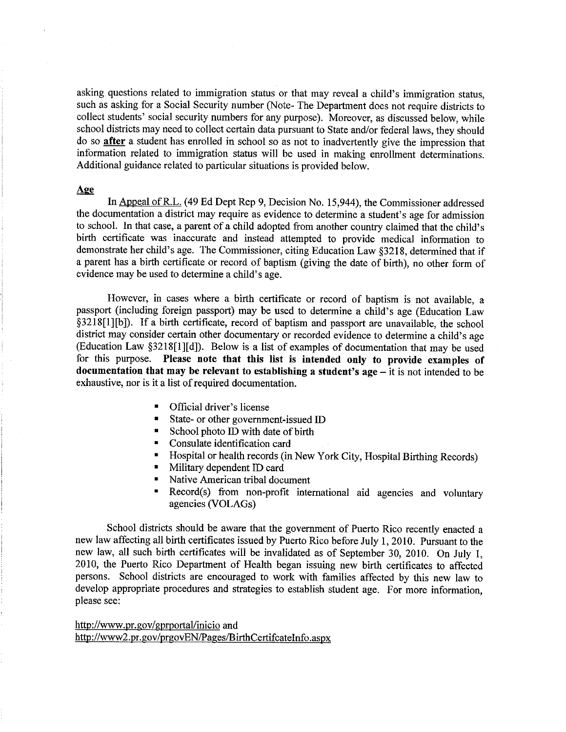asking questions related to immigration status or that may reveal a child's immigration status, such as asking for a Social Security number (Note- The Department does not require districts to collect students' social security numbers for any purpose). Moreover, as discussed below, while school districts may need to collect certain data pursuant to State and/or federal laws, they should do so **after** a student has enrolled in school so as not to inadvertently give the impression that information related to immigration status will be used in making enrollment determinations. Additional guidance related to particular situations is provided below.

## Age

In Appeal of R.L. (49 Ed Dept Rep 9, Decision No. 15,944), the Commissioner addressed the documentation a district may require as evidence to determine a student's age for admission to school. In that case, a parent of a child adopted from another country claimed that the child's birth certificate was inaccurate and instead attempted to provide medical information to demonstrate her child's age. The Commissioner, citing Education Law §3218, determined that if a parent has a birth certificate or record of baptism (giving the date of birth), no other form of evidence may be used to determine a child's age.

However, in cases where a birth certificate or record of baptism is not available, a passport (including foreign passport) may be used to determine a child's age (Education Law §3218[1][b]). If a birth certificate, record of baptism and passport are unavailable, the school district may consider certain other documentary or recorded evidence to determine a child's age (Education Law §3218[1][d]). Below is a list of examples of documentation that may be used for this purpose. **Please note that this list is intended only to provide examples of documentation that may be relevant to establishing a student's age** – it is not intended to be exhaustive, nor is it a list of required documentation.

- Official driver's license
- State- or other government-issued ID
- School photo ID with date of birth
- Consulate identification card
- Hospital or health records (in New York City, Hospital Birthing Records)
- Military dependent ID card
- Native American tribal document
- Record(s) from non-profit international aid agencies and voluntary agencies (VOLAGs)

School districts should be aware that the government of Puerto Rico recently enacted a new law affecting all birth certificates issued by Puerto Rico before July 1, 2010. Pursuant to the new law, all such birth certificates will be invalidated as of September 30, 2010. On July 1, 2010, the Puerto Rico Department of Health began issuing new birth certificates to affected persons. School districts are encouraged to work with families affected by this new law to develop appropriate procedures and strategies to establish student age. For more information, please see:

http://www.pr.gov/gprportal/inicio and
http://www2.pr.gov/prgovEN/Pages/BirthCertifcateInfo.aspx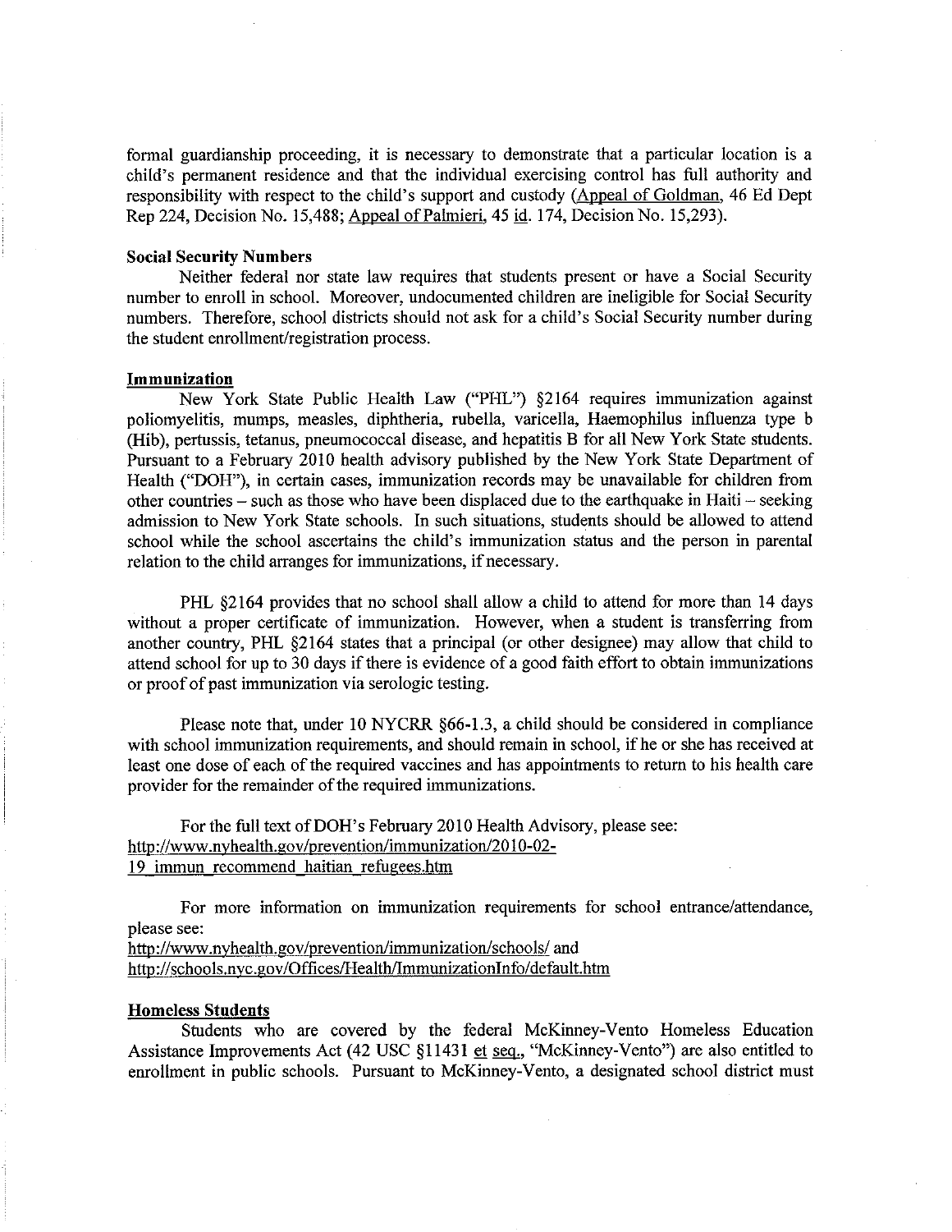formal guardianship proceeding, it is necessary to demonstrate that a particular location is a child's permanent residence and that the individual exercising control has full authority and responsibility with respect to the child's support and custody (Appeal of Goldman, 46 Ed Dept Rep 224, Decision No. 15,488; Appeal of Palmieri, 45 id. 174, Decision No. 15,293).

**Social Security Numbers**

Neither federal nor state law requires that students present or have a Social Security number to enroll in school. Moreover, undocumented children are ineligible for Social Security numbers. Therefore, school districts should not ask for a child's Social Security number during the student enrollment/registration process.

**Immunization**

New York State Public Health Law ("PHL") §2164 requires immunization against poliomyelitis, mumps, measles, diphtheria, rubella, varicella, Haemophilus influenza type b (Hib), pertussis, tetanus, pneumococcal disease, and hepatitis B for all New York State students. Pursuant to a February 2010 health advisory published by the New York State Department of Health ("DOH"), in certain cases, immunization records may be unavailable for children from other countries – such as those who have been displaced due to the earthquake in Haiti – seeking admission to New York State schools. In such situations, students should be allowed to attend school while the school ascertains the child's immunization status and the person in parental relation to the child arranges for immunizations, if necessary.

PHL §2164 provides that no school shall allow a child to attend for more than 14 days without a proper certificate of immunization. However, when a student is transferring from another country, PHL §2164 states that a principal (or other designee) may allow that child to attend school for up to 30 days if there is evidence of a good faith effort to obtain immunizations or proof of past immunization via serologic testing.

Please note that, under 10 NYCRR §66-1.3, a child should be considered in compliance with school immunization requirements, and should remain in school, if he or she has received at least one dose of each of the required vaccines and has appointments to return to his health care provider for the remainder of the required immunizations.

For the full text of DOH's February 2010 Health Advisory, please see:
http://www.nyhealth.gov/prevention/immunization/2010-02-19_immun_recommend_haitian_refugees.htm

For more information on immunization requirements for school entrance/attendance, please see:
http://www.nyhealth.gov/prevention/immunization/schools/ and
http://schools.nyc.gov/Offices/Health/ImmunizationInfo/default.htm

**Homeless Students**

Students who are covered by the federal McKinney-Vento Homeless Education Assistance Improvements Act (42 USC §11431 et seq., "McKinney-Vento") are also entitled to enrollment in public schools. Pursuant to McKinney-Vento, a designated school district must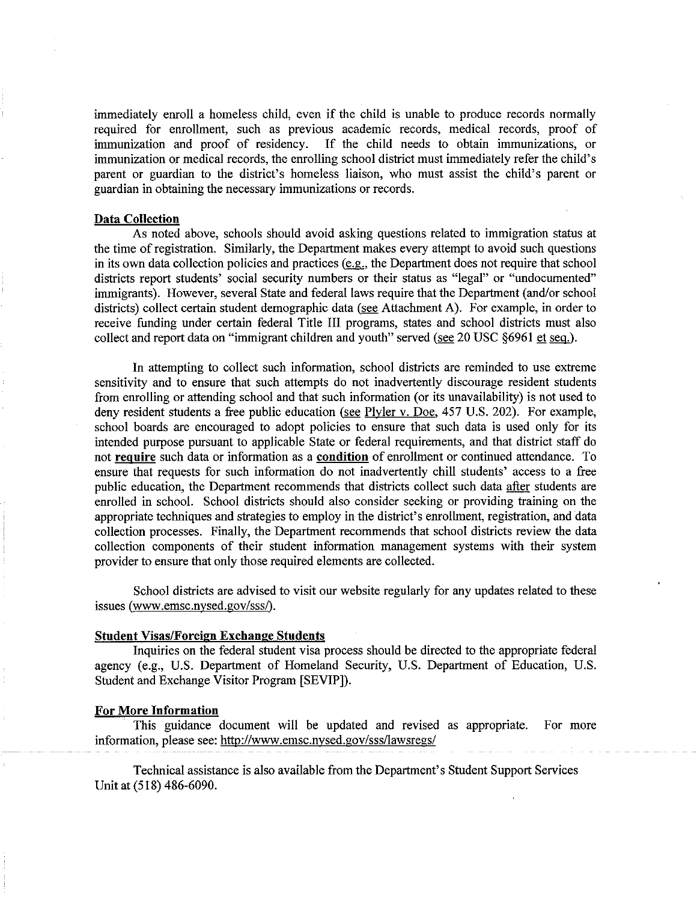immediately enroll a homeless child, even if the child is unable to produce records normally required for enrollment, such as previous academic records, medical records, proof of immunization and proof of residency. If the child needs to obtain immunizations, or immunization or medical records, the enrolling school district must immediately refer the child's parent or guardian to the district's homeless liaison, who must assist the child's parent or guardian in obtaining the necessary immunizations or records.

**Data Collection**

As noted above, schools should avoid asking questions related to immigration status at the time of registration. Similarly, the Department makes every attempt to avoid such questions in its own data collection policies and practices (e.g., the Department does not require that school districts report students' social security numbers or their status as "legal" or "undocumented" immigrants). However, several State and federal laws require that the Department (and/or school districts) collect certain student demographic data (see Attachment A). For example, in order to receive funding under certain federal Title III programs, states and school districts must also collect and report data on "immigrant children and youth" served (see 20 USC §6961 et seq.).

In attempting to collect such information, school districts are reminded to use extreme sensitivity and to ensure that such attempts do not inadvertently discourage resident students from enrolling or attending school and that such information (or its unavailability) is not used to deny resident students a free public education (see Plyler v. Doe, 457 U.S. 202). For example, school boards are encouraged to adopt policies to ensure that such data is used only for its intended purpose pursuant to applicable State or federal requirements, and that district staff do not **require** such data or information as a **condition** of enrollment or continued attendance. To ensure that requests for such information do not inadvertently chill students' access to a free public education, the Department recommends that districts collect such data after students are enrolled in school. School districts should also consider seeking or providing training on the appropriate techniques and strategies to employ in the district's enrollment, registration, and data collection processes. Finally, the Department recommends that school districts review the data collection components of their student information management systems with their system provider to ensure that only those required elements are collected.

School districts are advised to visit our website regularly for any updates related to these issues (www.emsc.nysed.gov/sss/).

**Student Visas/Foreign Exchange Students**

Inquiries on the federal student visa process should be directed to the appropriate federal agency (e.g., U.S. Department of Homeland Security, U.S. Department of Education, U.S. Student and Exchange Visitor Program [SEVIP]).

**For More Information**

This guidance document will be updated and revised as appropriate. For more information, please see: http://www.emsc.nysed.gov/sss/lawsregs/

Technical assistance is also available from the Department's Student Support Services Unit at (518) 486-6090.